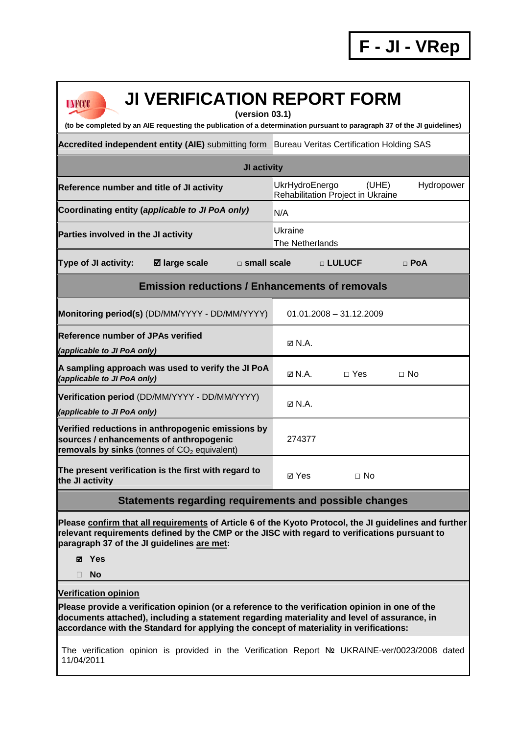**F - JI - VRep**

# JI VERIFICATION REPORT FORM

**(version 03.1)**

**(to be completed by an AIE requesting the publication of a determination pursuant to paragraph 37 of the JI guidelines)**

| **Accredited independent entity (AIE)** submitting form | Bureau Veritas Certification Holding SAS | | |
|---|---|---|---|
| **JI activity** | | | |
| **Reference number and title of JI activity** | UkrHydroEnergo (UHE) Hydropower Rehabilitation Project in Ukraine | | |
| **Coordinating entity (*applicable to JI PoA only*)** | N/A | | |
| **Parties involved in the JI activity** | Ukraine<br>The Netherlands | | |
| **Type of JI activity:** ☑ **large scale** | □ **small scale** | □ **LULUCF** | □ **PoA** |

| **Emission reductions / Enhancements of removals** | | | |
|---|---|---|---|
| **Monitoring period(s)** (DD/MM/YYYY - DD/MM/YYYY) | 01.01.2008 – 31.12.2009 | | |
| **Reference number of JPAs verified** *(applicable to JI PoA only)* | ☑ N.A. | | |
| **A sampling approach was used to verify the JI PoA** *(applicable to JI PoA only)* | ☑ N.A. | □ Yes | □ No |
| **Verification period** (DD/MM/YYYY - DD/MM/YYYY) *(applicable to JI PoA only)* | ☑ N.A. | | |
| **Verified reductions in anthropogenic emissions by sources / enhancements of anthropogenic removals by sinks** (tonnes of $CO_2$ equivalent) | 274377 | | |
| **The present verification is the first with regard to the JI activity** | ☑ Yes | □ No | |

## Statements regarding requirements and possible changes

**Please confirm that all requirements of Article 6 of the Kyoto Protocol, the JI guidelines and further relevant requirements defined by the CMP or the JISC with regard to verifications pursuant to paragraph 37 of the JI guidelines are met:**

☑ **Yes**

□ **No**

**Verification opinion**

**Please provide a verification opinion (or a reference to the verification opinion in one of the documents attached), including a statement regarding materiality and level of assurance, in accordance with the Standard for applying the concept of materiality in verifications:**

The verification opinion is provided in the Verification Report № UKRAINE-ver/0023/2008 dated 11/04/2011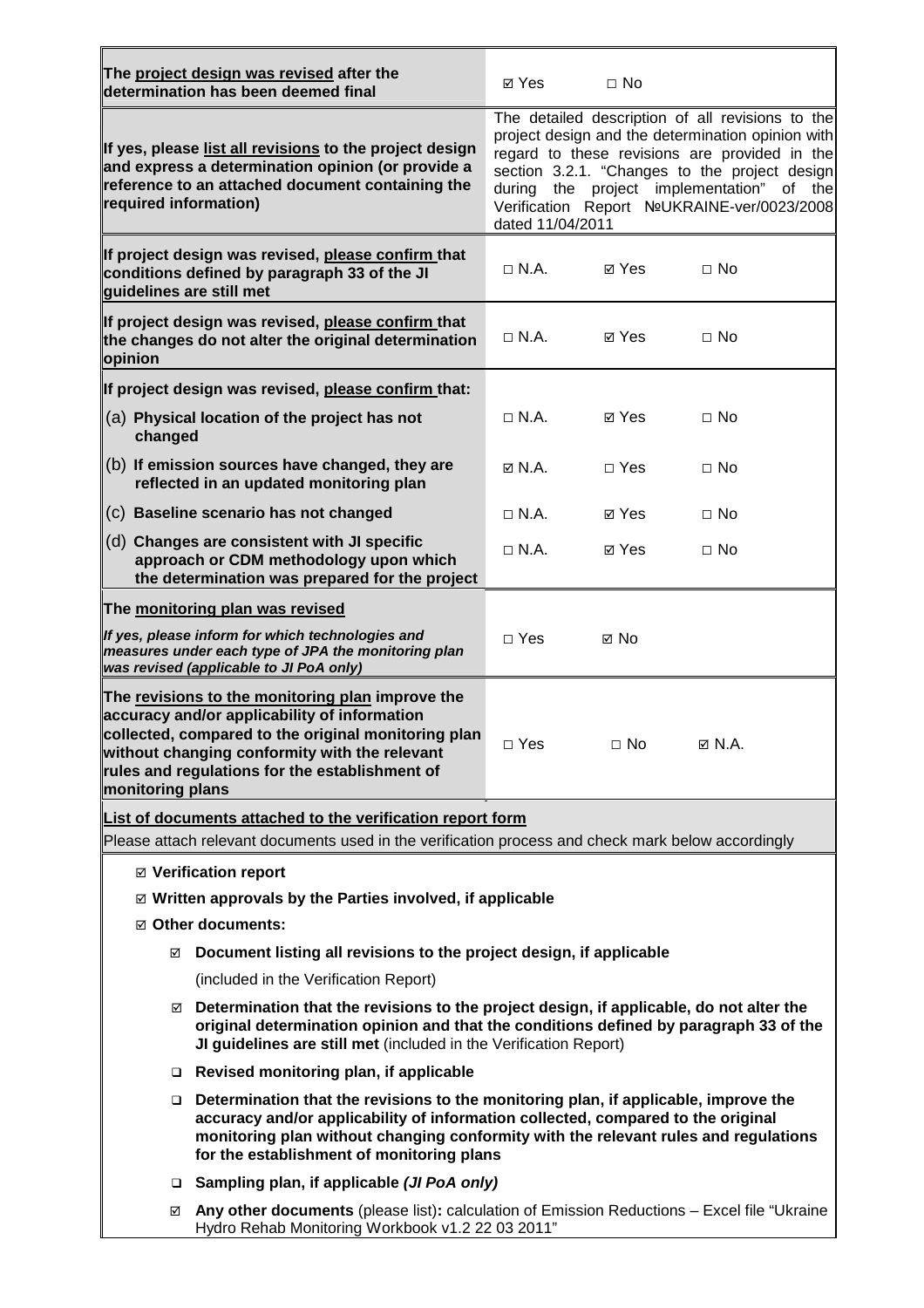| | | | |
|---|---|---|---|
| **The project design was revised after the determination has been deemed final** | ☑ Yes | □ No | |
| **If yes, please list all revisions to the project design and express a determination opinion (or provide a reference to an attached document containing the required information)** | The detailed description of all revisions to the project design and the determination opinion with regard to these revisions are provided in the section 3.2.1. "Changes to the project design during the project implementation" of the Verification Report №UKRAINE-ver/0023/2008 dated 11/04/2011 | | |
| **If project design was revised, please confirm that conditions defined by paragraph 33 of the JI guidelines are still met** | □ N.A. | ☑ Yes | □ No |
| **If project design was revised, please confirm that the changes do not alter the original determination opinion** | □ N.A. | ☑ Yes | □ No |
| **If project design was revised, please confirm that:** | | | |
| (a) **Physical location of the project has not changed** | □ N.A. | ☑ Yes | □ No |
| (b) **If emission sources have changed, they are reflected in an updated monitoring plan** | ☑ N.A. | □ Yes | □ No |
| (c) **Baseline scenario has not changed** | □ N.A. | ☑ Yes | □ No |
| (d) **Changes are consistent with JI specific approach or CDM methodology upon which the determination was prepared for the project** | □ N.A. | ☑ Yes | □ No |
| **The monitoring plan was revised** *If yes, please inform for which technologies and measures under each type of JPA the monitoring plan was revised (applicable to JI PoA only)* | □ Yes | ☑ No | |
| **The revisions to the monitoring plan improve the accuracy and/or applicability of information collected, compared to the original monitoring plan without changing conformity with the relevant rules and regulations for the establishment of monitoring plans** | □ Yes | □ No | ☑ N.A. |

**List of documents attached to the verification report form**

Please attach relevant documents used in the verification process and check mark below accordingly

- ☑ **Verification report**
- ☑ **Written approvals by the Parties involved, if applicable**
- ☑ **Other documents:**
  - ☑ **Document listing all revisions to the project design, if applicable**

    (included in the Verification Report)
  - ☑ **Determination that the revisions to the project design, if applicable, do not alter the original determination opinion and that the conditions defined by paragraph 33 of the JI guidelines are still met** (included in the Verification Report)
  - ❑ **Revised monitoring plan, if applicable**
  - ❑ **Determination that the revisions to the monitoring plan, if applicable, improve the accuracy and/or applicability of information collected, compared to the original monitoring plan without changing conformity with the relevant rules and regulations for the establishment of monitoring plans**
  - ❑ **Sampling plan, if applicable *(JI PoA only)***
  - ☑ **Any other documents** (please list)**:** calculation of Emission Reductions – Excel file "Ukraine Hydro Rehab Monitoring Workbook v1.2 22 03 2011"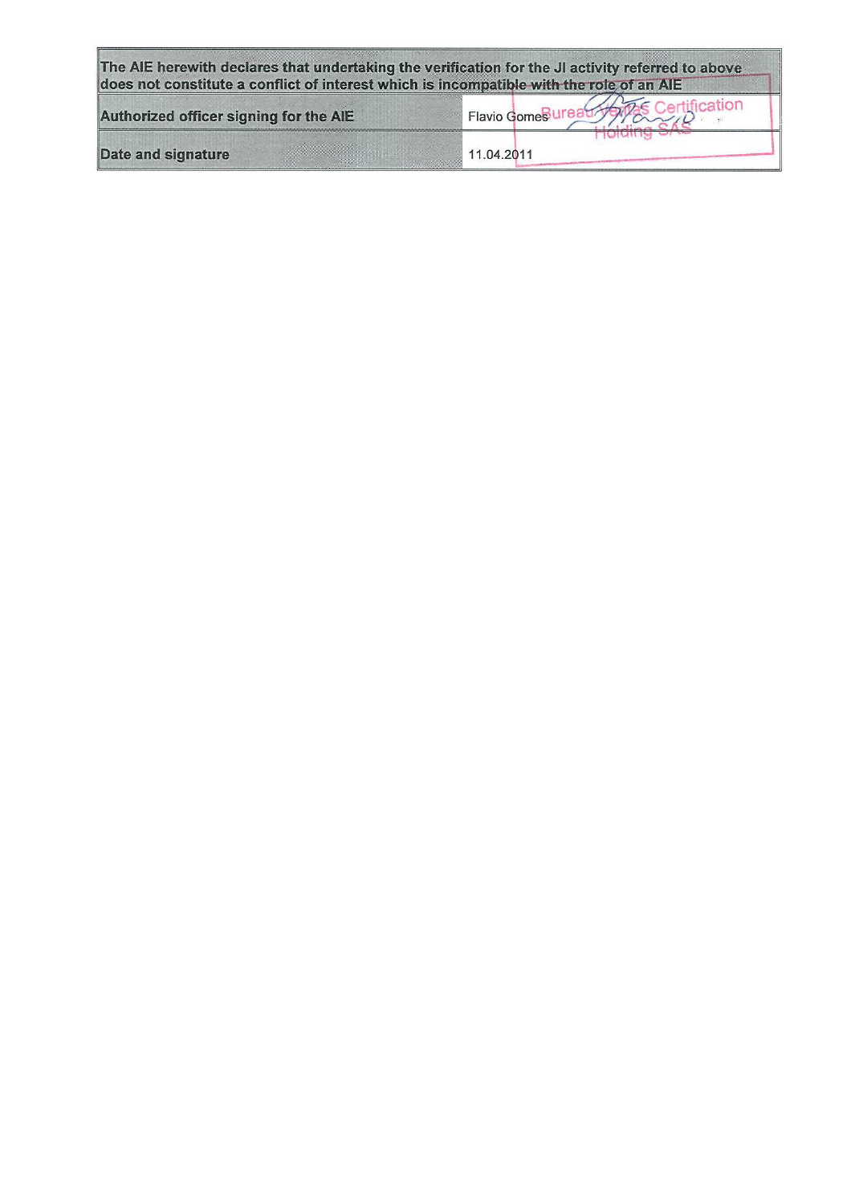| The AIE herewith declares that undertaking the verification for the JI activity referred to above does not constitute a conflict of interest which is incompatible with the role of an AIE | |
| --- | --- |
| Authorized officer signing for the AIE | Flavio Gomes Bureau Veritas Certification Holding SAS |
| Date and signature | 11.04.2011 |